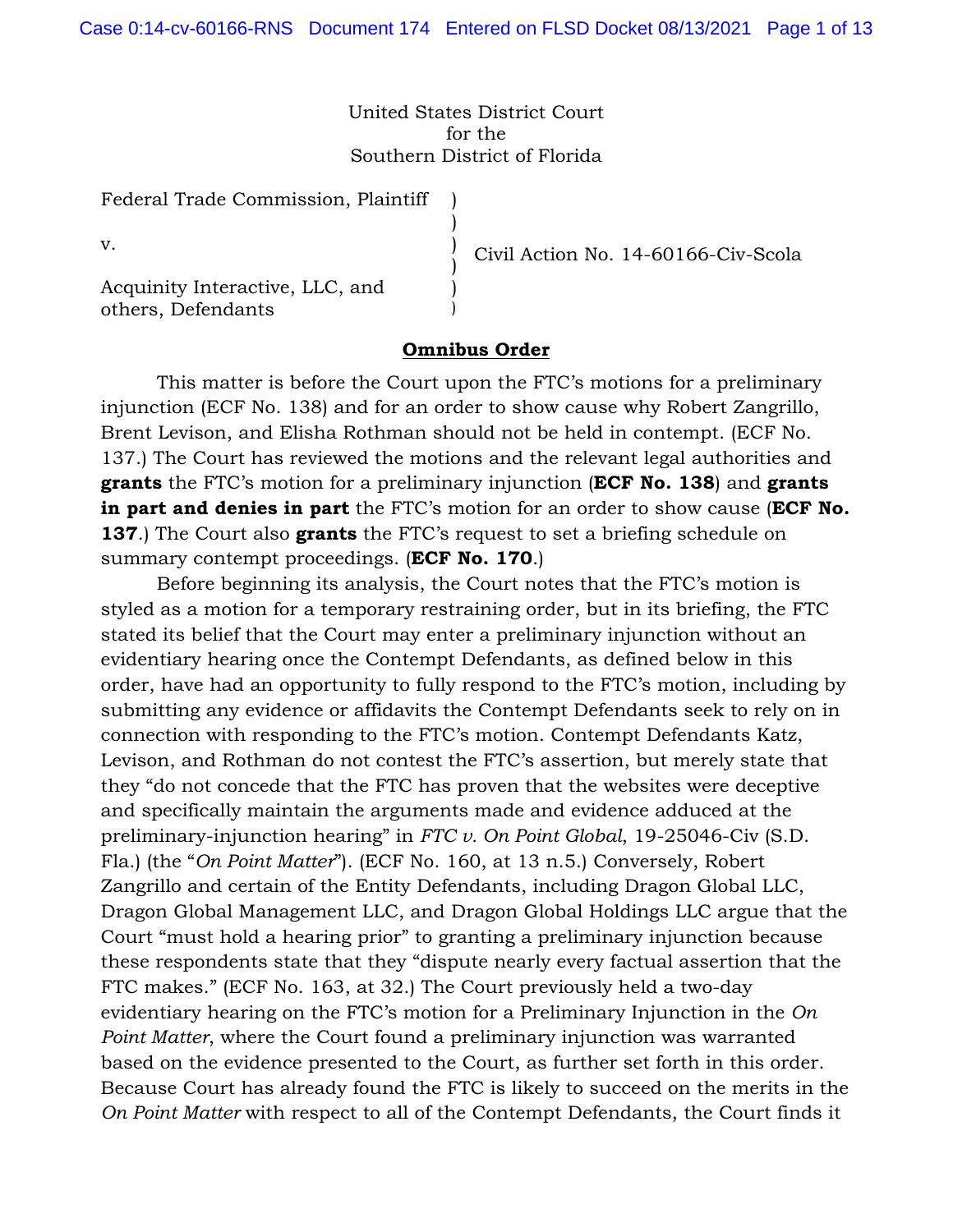United States District Court
for the
Southern District of Florida

| | | |
|---|---|---|
| Federal Trade Commission, Plaintiff | ) | |
| | ) | |
| v. | ) | Civil Action No. 14-60166-Civ-Scola |
| | ) | |
| Acquinity Interactive, LLC, and others, Defendants | ) | |

**Omnibus Order**

This matter is before the Court upon the FTC's motions for a preliminary injunction (ECF No. 138) and for an order to show cause why Robert Zangrillo, Brent Levison, and Elisha Rothman should not be held in contempt. (ECF No. 137.) The Court has reviewed the motions and the relevant legal authorities and **grants** the FTC's motion for a preliminary injunction (**ECF No. 138**) and **grants in part and denies in part** the FTC's motion for an order to show cause (**ECF No. 137**.) The Court also **grants** the FTC's request to set a briefing schedule on summary contempt proceedings. (**ECF No. 170**.)

Before beginning its analysis, the Court notes that the FTC's motion is styled as a motion for a temporary restraining order, but in its briefing, the FTC stated its belief that the Court may enter a preliminary injunction without an evidentiary hearing once the Contempt Defendants, as defined below in this order, have had an opportunity to fully respond to the FTC's motion, including by submitting any evidence or affidavits the Contempt Defendants seek to rely on in connection with responding to the FTC's motion. Contempt Defendants Katz, Levison, and Rothman do not contest the FTC's assertion, but merely state that they "do not concede that the FTC has proven that the websites were deceptive and specifically maintain the arguments made and evidence adduced at the preliminary-injunction hearing" in *FTC v. On Point Global*, 19-25046-Civ (S.D. Fla.) (the "*On Point Matter*"). (ECF No. 160, at 13 n.5.) Conversely, Robert Zangrillo and certain of the Entity Defendants, including Dragon Global LLC, Dragon Global Management LLC, and Dragon Global Holdings LLC argue that the Court "must hold a hearing prior" to granting a preliminary injunction because these respondents state that they "dispute nearly every factual assertion that the FTC makes." (ECF No. 163, at 32.) The Court previously held a two-day evidentiary hearing on the FTC's motion for a Preliminary Injunction in the *On Point Matter*, where the Court found a preliminary injunction was warranted based on the evidence presented to the Court, as further set forth in this order. Because Court has already found the FTC is likely to succeed on the merits in the *On Point Matter* with respect to all of the Contempt Defendants, the Court finds it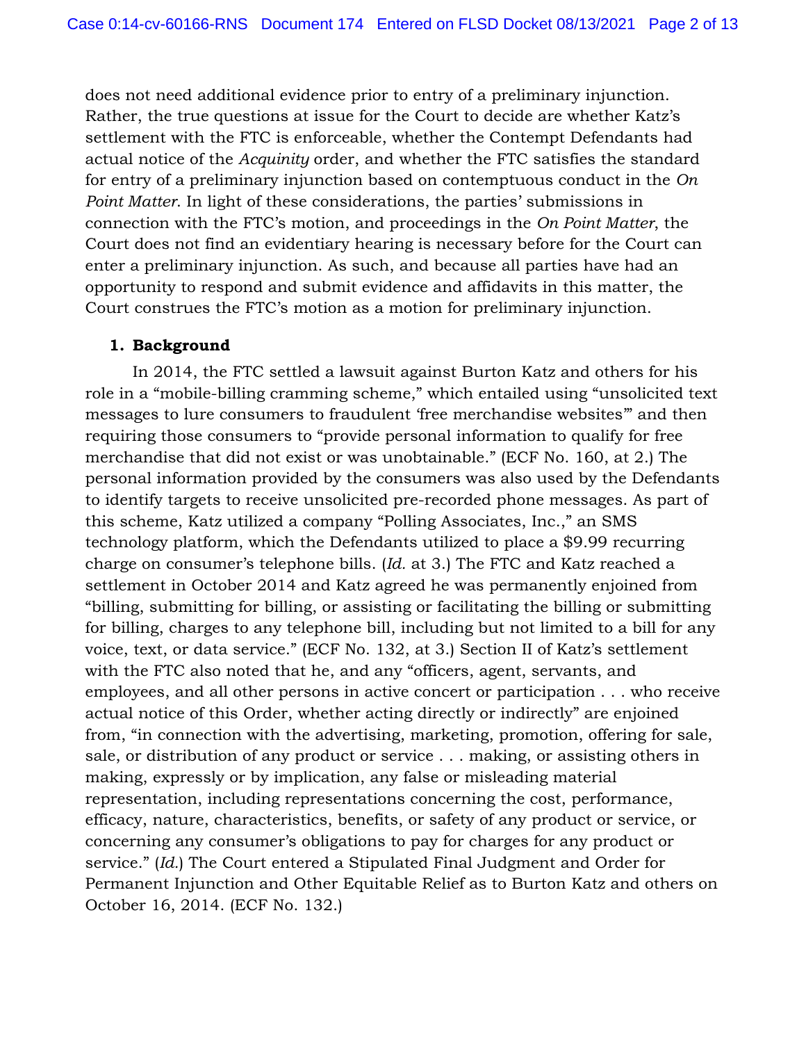does not need additional evidence prior to entry of a preliminary injunction. Rather, the true questions at issue for the Court to decide are whether Katz's settlement with the FTC is enforceable, whether the Contempt Defendants had actual notice of the *Acquinity* order, and whether the FTC satisfies the standard for entry of a preliminary injunction based on contemptuous conduct in the *On Point Matter*. In light of these considerations, the parties' submissions in connection with the FTC's motion, and proceedings in the *On Point Matter*, the Court does not find an evidentiary hearing is necessary before for the Court can enter a preliminary injunction. As such, and because all parties have had an opportunity to respond and submit evidence and affidavits in this matter, the Court construes the FTC's motion as a motion for preliminary injunction.

### 1. Background

In 2014, the FTC settled a lawsuit against Burton Katz and others for his role in a "mobile-billing cramming scheme," which entailed using "unsolicited text messages to lure consumers to fraudulent 'free merchandise websites'" and then requiring those consumers to "provide personal information to qualify for free merchandise that did not exist or was unobtainable." (ECF No. 160, at 2.) The personal information provided by the consumers was also used by the Defendants to identify targets to receive unsolicited pre-recorded phone messages. As part of this scheme, Katz utilized a company "Polling Associates, Inc.," an SMS technology platform, which the Defendants utilized to place a $9.99 recurring charge on consumer's telephone bills. (*Id.* at 3.) The FTC and Katz reached a settlement in October 2014 and Katz agreed he was permanently enjoined from "billing, submitting for billing, or assisting or facilitating the billing or submitting for billing, charges to any telephone bill, including but not limited to a bill for any voice, text, or data service." (ECF No. 132, at 3.) Section II of Katz's settlement with the FTC also noted that he, and any "officers, agent, servants, and employees, and all other persons in active concert or participation . . . who receive actual notice of this Order, whether acting directly or indirectly" are enjoined from, "in connection with the advertising, marketing, promotion, offering for sale, sale, or distribution of any product or service . . . making, or assisting others in making, expressly or by implication, any false or misleading material representation, including representations concerning the cost, performance, efficacy, nature, characteristics, benefits, or safety of any product or service, or concerning any consumer's obligations to pay for charges for any product or service." (*Id.*) The Court entered a Stipulated Final Judgment and Order for Permanent Injunction and Other Equitable Relief as to Burton Katz and others on October 16, 2014. (ECF No. 132.)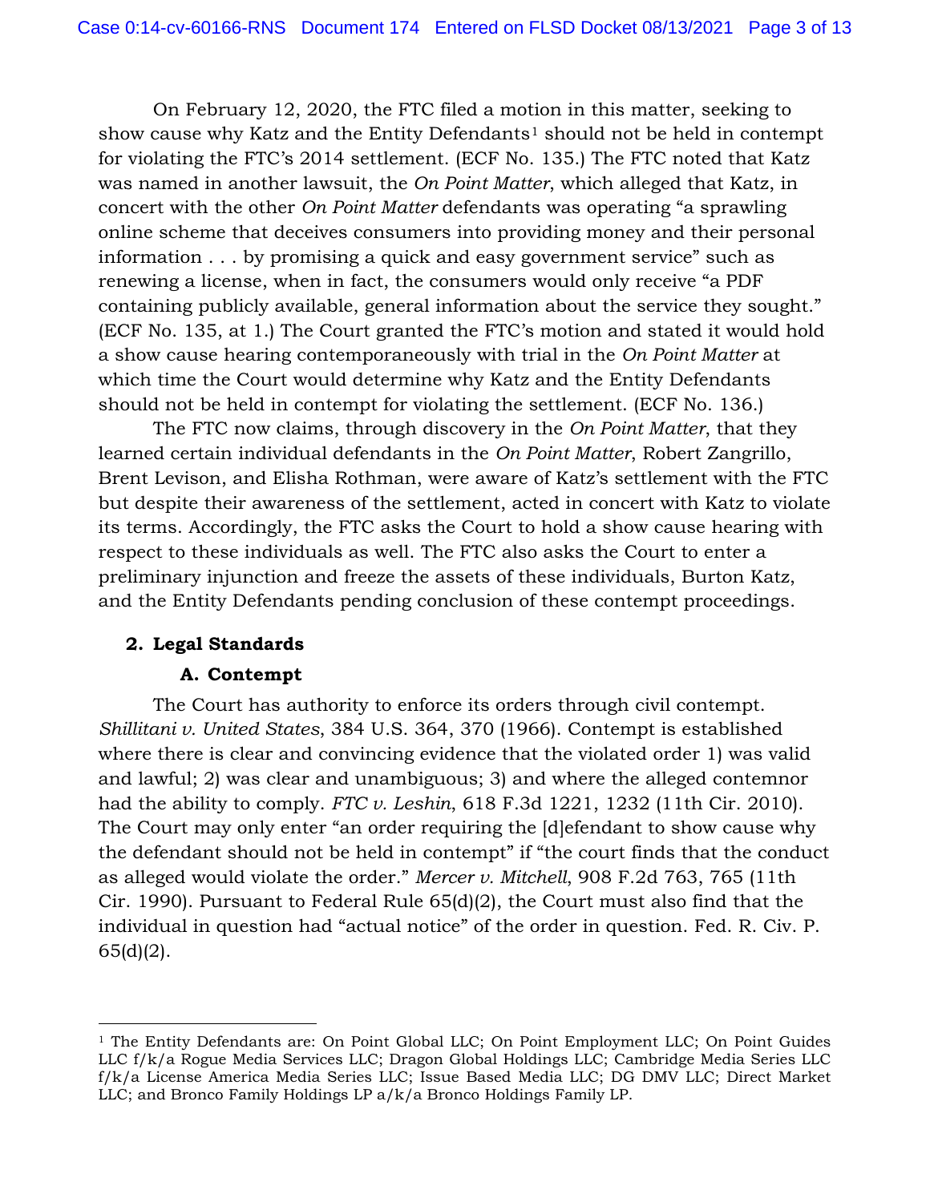On February 12, 2020, the FTC filed a motion in this matter, seeking to show cause why Katz and the Entity Defendants[1] should not be held in contempt for violating the FTC's 2014 settlement. (ECF No. 135.) The FTC noted that Katz was named in another lawsuit, the *On Point Matter*, which alleged that Katz, in concert with the other *On Point Matter* defendants was operating "a sprawling online scheme that deceives consumers into providing money and their personal information . . . by promising a quick and easy government service" such as renewing a license, when in fact, the consumers would only receive "a PDF containing publicly available, general information about the service they sought." (ECF No. 135, at 1.) The Court granted the FTC's motion and stated it would hold a show cause hearing contemporaneously with trial in the *On Point Matter* at which time the Court would determine why Katz and the Entity Defendants should not be held in contempt for violating the settlement. (ECF No. 136.)

The FTC now claims, through discovery in the *On Point Matter*, that they learned certain individual defendants in the *On Point Matter*, Robert Zangrillo, Brent Levison, and Elisha Rothman, were aware of Katz's settlement with the FTC but despite their awareness of the settlement, acted in concert with Katz to violate its terms. Accordingly, the FTC asks the Court to hold a show cause hearing with respect to these individuals as well. The FTC also asks the Court to enter a preliminary injunction and freeze the assets of these individuals, Burton Katz, and the Entity Defendants pending conclusion of these contempt proceedings.

## 2. Legal Standards

### A. Contempt

The Court has authority to enforce its orders through civil contempt. *Shillitani v. United States*, 384 U.S. 364, 370 (1966). Contempt is established where there is clear and convincing evidence that the violated order 1) was valid and lawful; 2) was clear and unambiguous; 3) and where the alleged contemnor had the ability to comply. *FTC v. Leshin*, 618 F.3d 1221, 1232 (11th Cir. 2010). The Court may only enter "an order requiring the [d]efendant to show cause why the defendant should not be held in contempt" if "the court finds that the conduct as alleged would violate the order." *Mercer v. Mitchell*, 908 F.2d 763, 765 (11th Cir. 1990). Pursuant to Federal Rule 65(d)(2), the Court must also find that the individual in question had "actual notice" of the order in question. Fed. R. Civ. P. 65(d)(2).

---

[1] The Entity Defendants are: On Point Global LLC; On Point Employment LLC; On Point Guides LLC f/k/a Rogue Media Services LLC; Dragon Global Holdings LLC; Cambridge Media Series LLC f/k/a License America Media Series LLC; Issue Based Media LLC; DG DMV LLC; Direct Market LLC; and Bronco Family Holdings LP a/k/a Bronco Holdings Family LP.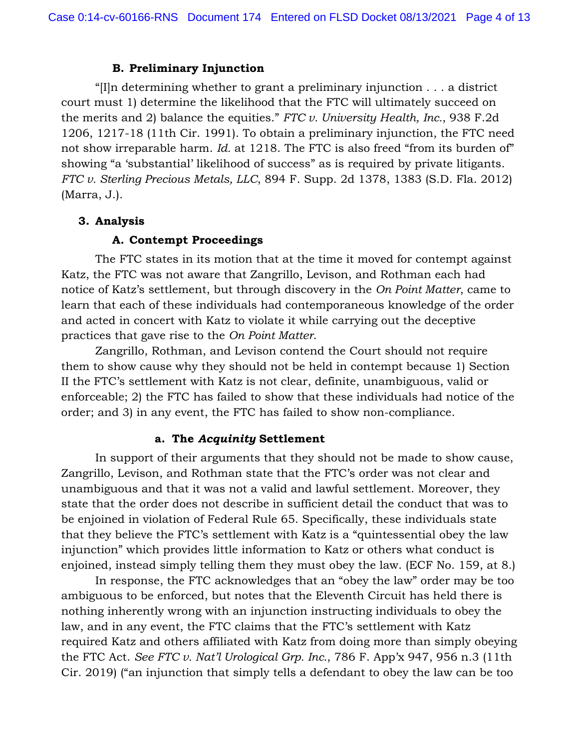### B. Preliminary Injunction

"[I]n determining whether to grant a preliminary injunction . . . a district court must 1) determine the likelihood that the FTC will ultimately succeed on the merits and 2) balance the equities." *FTC v. University Health, Inc.*, 938 F.2d 1206, 1217-18 (11th Cir. 1991). To obtain a preliminary injunction, the FTC need not show irreparable harm. *Id.* at 1218. The FTC is also freed "from its burden of" showing "a 'substantial' likelihood of success" as is required by private litigants. *FTC v. Sterling Precious Metals, LLC*, 894 F. Supp. 2d 1378, 1383 (S.D. Fla. 2012) (Marra, J.).

## 3. Analysis

### A. Contempt Proceedings

The FTC states in its motion that at the time it moved for contempt against Katz, the FTC was not aware that Zangrillo, Levison, and Rothman each had notice of Katz's settlement, but through discovery in the *On Point Matter*, came to learn that each of these individuals had contemporaneous knowledge of the order and acted in concert with Katz to violate it while carrying out the deceptive practices that gave rise to the *On Point Matter*.

Zangrillo, Rothman, and Levison contend the Court should not require them to show cause why they should not be held in contempt because 1) Section II the FTC's settlement with Katz is not clear, definite, unambiguous, valid or enforceable; 2) the FTC has failed to show that these individuals had notice of the order; and 3) in any event, the FTC has failed to show non-compliance.

#### a. The *Acquinity* Settlement

In support of their arguments that they should not be made to show cause, Zangrillo, Levison, and Rothman state that the FTC's order was not clear and unambiguous and that it was not a valid and lawful settlement. Moreover, they state that the order does not describe in sufficient detail the conduct that was to be enjoined in violation of Federal Rule 65. Specifically, these individuals state that they believe the FTC's settlement with Katz is a "quintessential obey the law injunction" which provides little information to Katz or others what conduct is enjoined, instead simply telling them they must obey the law. (ECF No. 159, at 8.)

In response, the FTC acknowledges that an "obey the law" order may be too ambiguous to be enforced, but notes that the Eleventh Circuit has held there is nothing inherently wrong with an injunction instructing individuals to obey the law, and in any event, the FTC claims that the FTC's settlement with Katz required Katz and others affiliated with Katz from doing more than simply obeying the FTC Act. *See FTC v. Nat'l Urological Grp. Inc.*, 786 F. App'x 947, 956 n.3 (11th Cir. 2019) ("an injunction that simply tells a defendant to obey the law can be too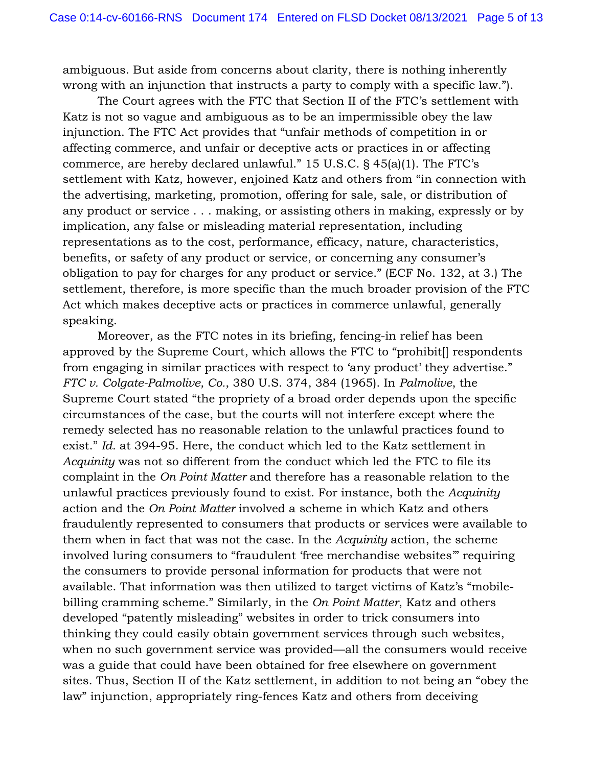ambiguous. But aside from concerns about clarity, there is nothing inherently wrong with an injunction that instructs a party to comply with a specific law.").

The Court agrees with the FTC that Section II of the FTC's settlement with Katz is not so vague and ambiguous as to be an impermissible obey the law injunction. The FTC Act provides that "unfair methods of competition in or affecting commerce, and unfair or deceptive acts or practices in or affecting commerce, are hereby declared unlawful." 15 U.S.C. § 45(a)(1). The FTC's settlement with Katz, however, enjoined Katz and others from "in connection with the advertising, marketing, promotion, offering for sale, sale, or distribution of any product or service . . . making, or assisting others in making, expressly or by implication, any false or misleading material representation, including representations as to the cost, performance, efficacy, nature, characteristics, benefits, or safety of any product or service, or concerning any consumer's obligation to pay for charges for any product or service." (ECF No. 132, at 3.) The settlement, therefore, is more specific than the much broader provision of the FTC Act which makes deceptive acts or practices in commerce unlawful, generally speaking.

Moreover, as the FTC notes in its briefing, fencing-in relief has been approved by the Supreme Court, which allows the FTC to "prohibit[] respondents from engaging in similar practices with respect to 'any product' they advertise." *FTC v. Colgate-Palmolive, Co.*, 380 U.S. 374, 384 (1965). In *Palmolive*, the Supreme Court stated "the propriety of a broad order depends upon the specific circumstances of the case, but the courts will not interfere except where the remedy selected has no reasonable relation to the unlawful practices found to exist." *Id.* at 394-95. Here, the conduct which led to the Katz settlement in *Acquinity* was not so different from the conduct which led the FTC to file its complaint in the *On Point Matter* and therefore has a reasonable relation to the unlawful practices previously found to exist. For instance, both the *Acquinity* action and the *On Point Matter* involved a scheme in which Katz and others fraudulently represented to consumers that products or services were available to them when in fact that was not the case. In the *Acquinity* action, the scheme involved luring consumers to "fraudulent 'free merchandise websites'" requiring the consumers to provide personal information for products that were not available. That information was then utilized to target victims of Katz's "mobile-billing cramming scheme." Similarly, in the *On Point Matter*, Katz and others developed "patently misleading" websites in order to trick consumers into thinking they could easily obtain government services through such websites, when no such government service was provided—all the consumers would receive was a guide that could have been obtained for free elsewhere on government sites. Thus, Section II of the Katz settlement, in addition to not being an "obey the law" injunction, appropriately ring-fences Katz and others from deceiving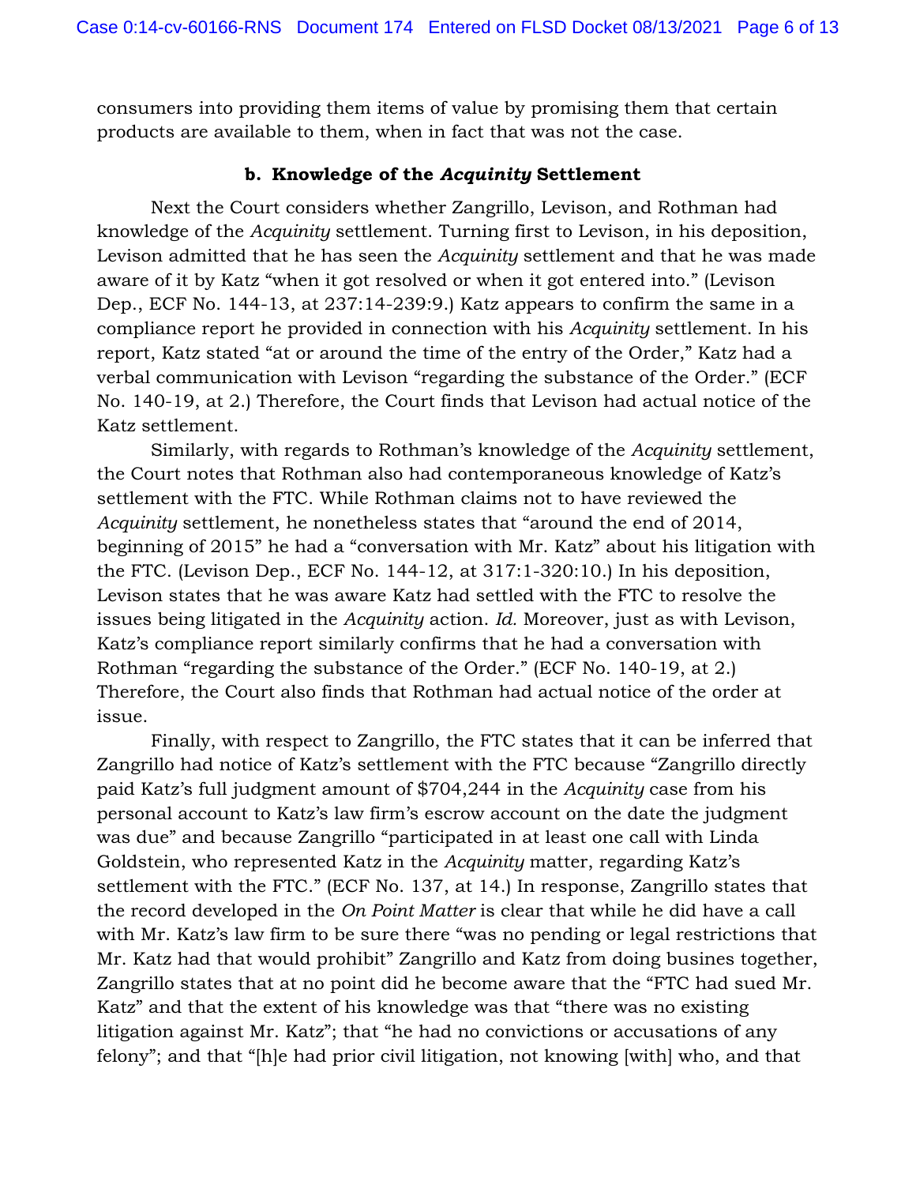consumers into providing them items of value by promising them that certain products are available to them, when in fact that was not the case.

### b. Knowledge of the *Acquinity* Settlement

Next the Court considers whether Zangrillo, Levison, and Rothman had knowledge of the *Acquinity* settlement. Turning first to Levison, in his deposition, Levison admitted that he has seen the *Acquinity* settlement and that he was made aware of it by Katz "when it got resolved or when it got entered into." (Levison Dep., ECF No. 144-13, at 237:14-239:9.) Katz appears to confirm the same in a compliance report he provided in connection with his *Acquinity* settlement. In his report, Katz stated "at or around the time of the entry of the Order," Katz had a verbal communication with Levison "regarding the substance of the Order." (ECF No. 140-19, at 2.) Therefore, the Court finds that Levison had actual notice of the Katz settlement.

Similarly, with regards to Rothman's knowledge of the *Acquinity* settlement, the Court notes that Rothman also had contemporaneous knowledge of Katz's settlement with the FTC. While Rothman claims not to have reviewed the *Acquinity* settlement, he nonetheless states that "around the end of 2014, beginning of 2015" he had a "conversation with Mr. Katz" about his litigation with the FTC. (Levison Dep., ECF No. 144-12, at 317:1-320:10.) In his deposition, Levison states that he was aware Katz had settled with the FTC to resolve the issues being litigated in the *Acquinity* action. *Id.* Moreover, just as with Levison, Katz's compliance report similarly confirms that he had a conversation with Rothman "regarding the substance of the Order." (ECF No. 140-19, at 2.) Therefore, the Court also finds that Rothman had actual notice of the order at issue.

Finally, with respect to Zangrillo, the FTC states that it can be inferred that Zangrillo had notice of Katz's settlement with the FTC because "Zangrillo directly paid Katz's full judgment amount of $704,244 in the *Acquinity* case from his personal account to Katz's law firm's escrow account on the date the judgment was due" and because Zangrillo "participated in at least one call with Linda Goldstein, who represented Katz in the *Acquinity* matter, regarding Katz's settlement with the FTC." (ECF No. 137, at 14.) In response, Zangrillo states that the record developed in the *On Point Matter* is clear that while he did have a call with Mr. Katz's law firm to be sure there "was no pending or legal restrictions that Mr. Katz had that would prohibit" Zangrillo and Katz from doing busines together, Zangrillo states that at no point did he become aware that the "FTC had sued Mr. Katz" and that the extent of his knowledge was that "there was no existing litigation against Mr. Katz"; that "he had no convictions or accusations of any felony"; and that "[h]e had prior civil litigation, not knowing [with] who, and that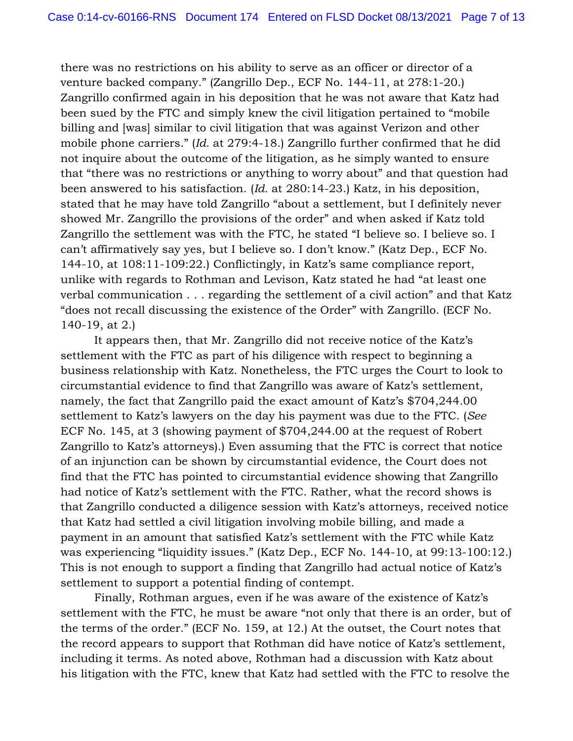there was no restrictions on his ability to serve as an officer or director of a venture backed company." (Zangrillo Dep., ECF No. 144-11, at 278:1-20.) Zangrillo confirmed again in his deposition that he was not aware that Katz had been sued by the FTC and simply knew the civil litigation pertained to "mobile billing and [was] similar to civil litigation that was against Verizon and other mobile phone carriers." (*Id.* at 279:4-18.) Zangrillo further confirmed that he did not inquire about the outcome of the litigation, as he simply wanted to ensure that "there was no restrictions or anything to worry about" and that question had been answered to his satisfaction. (*Id.* at 280:14-23.) Katz, in his deposition, stated that he may have told Zangrillo "about a settlement, but I definitely never showed Mr. Zangrillo the provisions of the order" and when asked if Katz told Zangrillo the settlement was with the FTC, he stated "I believe so. I believe so. I can't affirmatively say yes, but I believe so. I don't know." (Katz Dep., ECF No. 144-10, at 108:11-109:22.) Conflictingly, in Katz's same compliance report, unlike with regards to Rothman and Levison, Katz stated he had "at least one verbal communication . . . regarding the settlement of a civil action" and that Katz "does not recall discussing the existence of the Order" with Zangrillo. (ECF No. 140-19, at 2.)

It appears then, that Mr. Zangrillo did not receive notice of the Katz's settlement with the FTC as part of his diligence with respect to beginning a business relationship with Katz. Nonetheless, the FTC urges the Court to look to circumstantial evidence to find that Zangrillo was aware of Katz's settlement, namely, the fact that Zangrillo paid the exact amount of Katz's $704,244.00 settlement to Katz's lawyers on the day his payment was due to the FTC. (*See* ECF No. 145, at 3 (showing payment of $704,244.00 at the request of Robert Zangrillo to Katz's attorneys).) Even assuming that the FTC is correct that notice of an injunction can be shown by circumstantial evidence, the Court does not find that the FTC has pointed to circumstantial evidence showing that Zangrillo had notice of Katz's settlement with the FTC. Rather, what the record shows is that Zangrillo conducted a diligence session with Katz's attorneys, received notice that Katz had settled a civil litigation involving mobile billing, and made a payment in an amount that satisfied Katz's settlement with the FTC while Katz was experiencing "liquidity issues." (Katz Dep., ECF No. 144-10, at 99:13-100:12.) This is not enough to support a finding that Zangrillo had actual notice of Katz's settlement to support a potential finding of contempt.

Finally, Rothman argues, even if he was aware of the existence of Katz's settlement with the FTC, he must be aware "not only that there is an order, but of the terms of the order." (ECF No. 159, at 12.) At the outset, the Court notes that the record appears to support that Rothman did have notice of Katz's settlement, including it terms. As noted above, Rothman had a discussion with Katz about his litigation with the FTC, knew that Katz had settled with the FTC to resolve the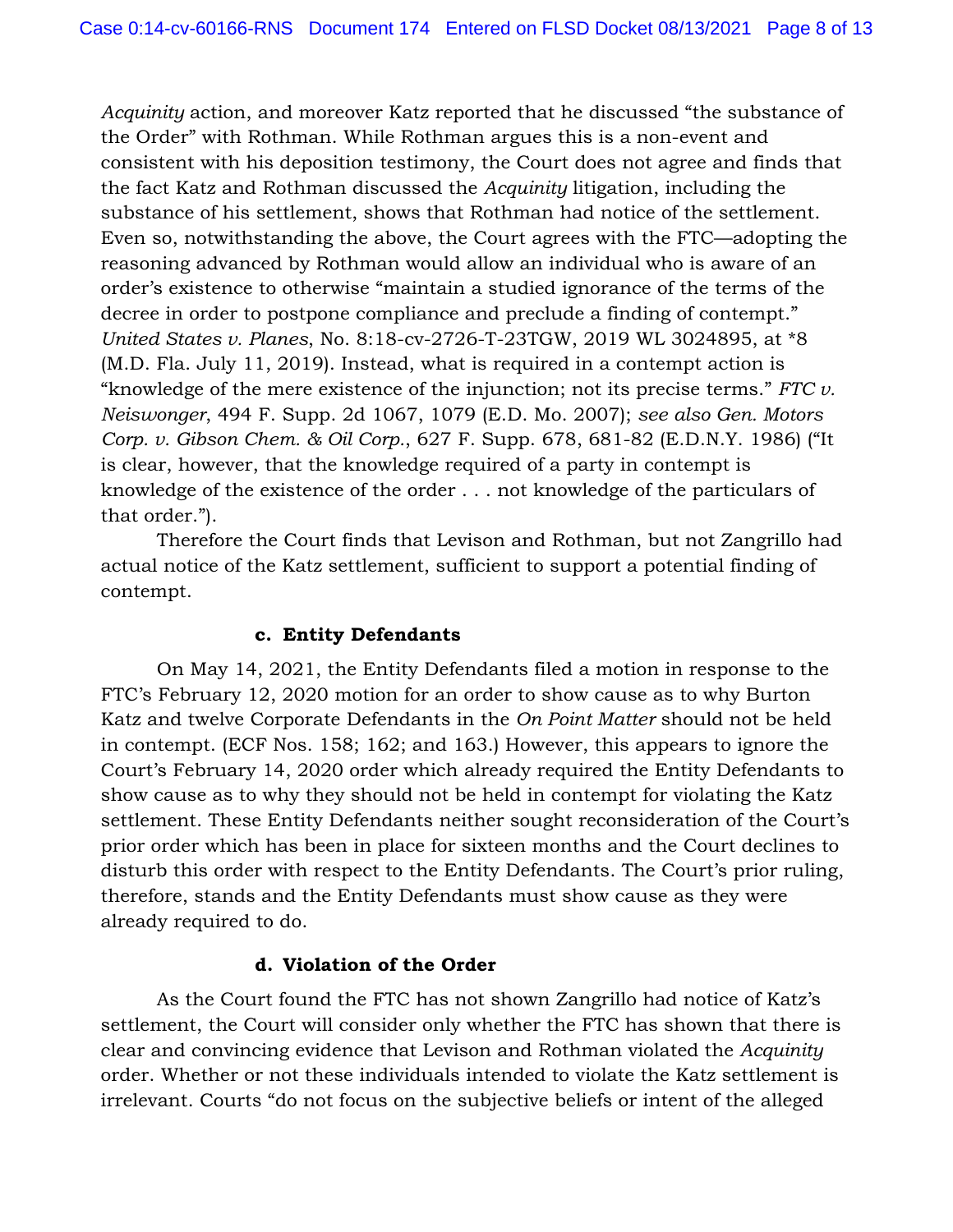*Acquinity* action, and moreover Katz reported that he discussed "the substance of the Order" with Rothman. While Rothman argues this is a non-event and consistent with his deposition testimony, the Court does not agree and finds that the fact Katz and Rothman discussed the *Acquinity* litigation, including the substance of his settlement, shows that Rothman had notice of the settlement. Even so, notwithstanding the above, the Court agrees with the FTC—adopting the reasoning advanced by Rothman would allow an individual who is aware of an order's existence to otherwise "maintain a studied ignorance of the terms of the decree in order to postpone compliance and preclude a finding of contempt." *United States v. Planes*, No. 8:18-cv-2726-T-23TGW, 2019 WL 3024895, at *8 (M.D. Fla. July 11, 2019). Instead, what is required in a contempt action is "knowledge of the mere existence of the injunction; not its precise terms." *FTC v. Neiswonger*, 494 F. Supp. 2d 1067, 1079 (E.D. Mo. 2007); *see also Gen. Motors Corp. v. Gibson Chem. & Oil Corp.*, 627 F. Supp. 678, 681-82 (E.D.N.Y. 1986) ("It is clear, however, that the knowledge required of a party in contempt is knowledge of the existence of the order . . . not knowledge of the particulars of that order.").

Therefore the Court finds that Levison and Rothman, but not Zangrillo had actual notice of the Katz settlement, sufficient to support a potential finding of contempt.

**c. Entity Defendants**

On May 14, 2021, the Entity Defendants filed a motion in response to the FTC's February 12, 2020 motion for an order to show cause as to why Burton Katz and twelve Corporate Defendants in the *On Point Matter* should not be held in contempt. (ECF Nos. 158; 162; and 163.) However, this appears to ignore the Court's February 14, 2020 order which already required the Entity Defendants to show cause as to why they should not be held in contempt for violating the Katz settlement. These Entity Defendants neither sought reconsideration of the Court's prior order which has been in place for sixteen months and the Court declines to disturb this order with respect to the Entity Defendants. The Court's prior ruling, therefore, stands and the Entity Defendants must show cause as they were already required to do.

**d. Violation of the Order**

As the Court found the FTC has not shown Zangrillo had notice of Katz's settlement, the Court will consider only whether the FTC has shown that there is clear and convincing evidence that Levison and Rothman violated the *Acquinity* order. Whether or not these individuals intended to violate the Katz settlement is irrelevant. Courts "do not focus on the subjective beliefs or intent of the alleged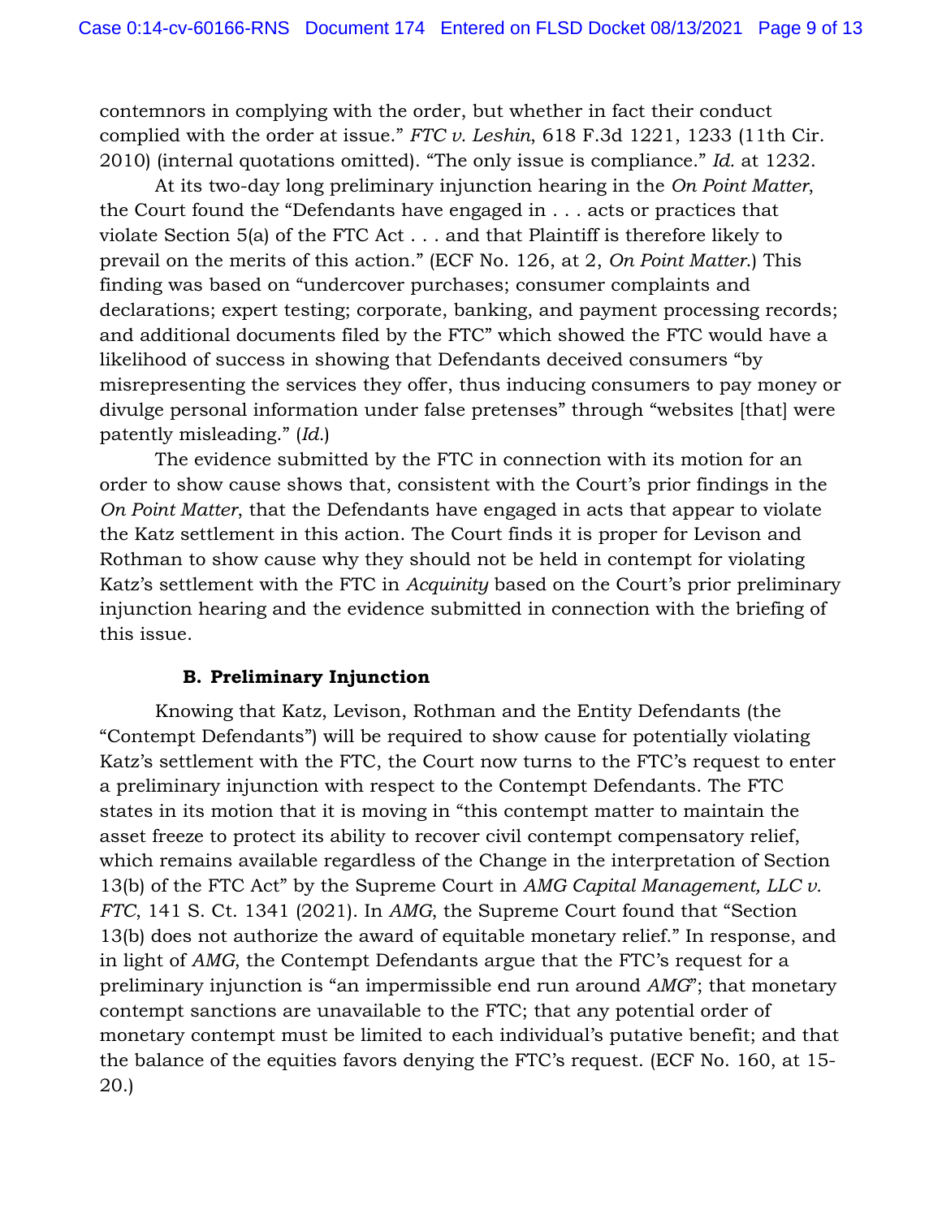contemnors in complying with the order, but whether in fact their conduct complied with the order at issue." *FTC v. Leshin*, 618 F.3d 1221, 1233 (11th Cir. 2010) (internal quotations omitted). "The only issue is compliance." *Id.* at 1232.

At its two-day long preliminary injunction hearing in the *On Point Matter*, the Court found the "Defendants have engaged in . . . acts or practices that violate Section 5(a) of the FTC Act . . . and that Plaintiff is therefore likely to prevail on the merits of this action." (ECF No. 126, at 2, *On Point Matter*.) This finding was based on "undercover purchases; consumer complaints and declarations; expert testing; corporate, banking, and payment processing records; and additional documents filed by the FTC" which showed the FTC would have a likelihood of success in showing that Defendants deceived consumers "by misrepresenting the services they offer, thus inducing consumers to pay money or divulge personal information under false pretenses" through "websites [that] were patently misleading." (*Id.*)

The evidence submitted by the FTC in connection with its motion for an order to show cause shows that, consistent with the Court's prior findings in the *On Point Matter*, that the Defendants have engaged in acts that appear to violate the Katz settlement in this action. The Court finds it is proper for Levison and Rothman to show cause why they should not be held in contempt for violating Katz's settlement with the FTC in *Acquinity* based on the Court's prior preliminary injunction hearing and the evidence submitted in connection with the briefing of this issue.

### B. Preliminary Injunction

Knowing that Katz, Levison, Rothman and the Entity Defendants (the "Contempt Defendants") will be required to show cause for potentially violating Katz's settlement with the FTC, the Court now turns to the FTC's request to enter a preliminary injunction with respect to the Contempt Defendants. The FTC states in its motion that it is moving in "this contempt matter to maintain the asset freeze to protect its ability to recover civil contempt compensatory relief, which remains available regardless of the Change in the interpretation of Section 13(b) of the FTC Act" by the Supreme Court in *AMG Capital Management, LLC v. FTC*, 141 S. Ct. 1341 (2021). In *AMG*, the Supreme Court found that "Section 13(b) does not authorize the award of equitable monetary relief." In response, and in light of *AMG*, the Contempt Defendants argue that the FTC's request for a preliminary injunction is "an impermissible end run around *AMG*"; that monetary contempt sanctions are unavailable to the FTC; that any potential order of monetary contempt must be limited to each individual's putative benefit; and that the balance of the equities favors denying the FTC's request. (ECF No. 160, at 15-20.)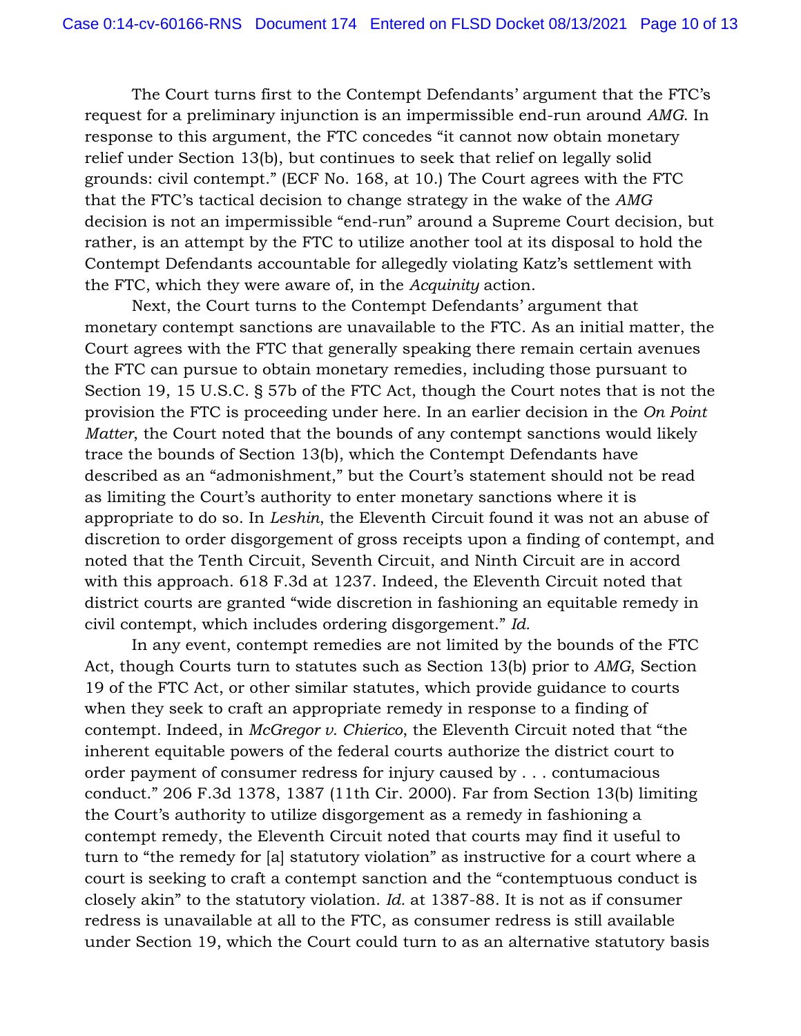The Court turns first to the Contempt Defendants' argument that the FTC's request for a preliminary injunction is an impermissible end-run around *AMG*. In response to this argument, the FTC concedes "it cannot now obtain monetary relief under Section 13(b), but continues to seek that relief on legally solid grounds: civil contempt." (ECF No. 168, at 10.) The Court agrees with the FTC that the FTC's tactical decision to change strategy in the wake of the *AMG* decision is not an impermissible "end-run" around a Supreme Court decision, but rather, is an attempt by the FTC to utilize another tool at its disposal to hold the Contempt Defendants accountable for allegedly violating Katz's settlement with the FTC, which they were aware of, in the *Acquinity* action.

Next, the Court turns to the Contempt Defendants' argument that monetary contempt sanctions are unavailable to the FTC. As an initial matter, the Court agrees with the FTC that generally speaking there remain certain avenues the FTC can pursue to obtain monetary remedies, including those pursuant to Section 19, 15 U.S.C. § 57b of the FTC Act, though the Court notes that is not the provision the FTC is proceeding under here. In an earlier decision in the *On Point Matter*, the Court noted that the bounds of any contempt sanctions would likely trace the bounds of Section 13(b), which the Contempt Defendants have described as an "admonishment," but the Court's statement should not be read as limiting the Court's authority to enter monetary sanctions where it is appropriate to do so. In *Leshin*, the Eleventh Circuit found it was not an abuse of discretion to order disgorgement of gross receipts upon a finding of contempt, and noted that the Tenth Circuit, Seventh Circuit, and Ninth Circuit are in accord with this approach. 618 F.3d at 1237. Indeed, the Eleventh Circuit noted that district courts are granted "wide discretion in fashioning an equitable remedy in civil contempt, which includes ordering disgorgement." *Id.*

In any event, contempt remedies are not limited by the bounds of the FTC Act, though Courts turn to statutes such as Section 13(b) prior to *AMG*, Section 19 of the FTC Act, or other similar statutes, which provide guidance to courts when they seek to craft an appropriate remedy in response to a finding of contempt. Indeed, in *McGregor v. Chierico*, the Eleventh Circuit noted that "the inherent equitable powers of the federal courts authorize the district court to order payment of consumer redress for injury caused by . . . contumacious conduct." 206 F.3d 1378, 1387 (11th Cir. 2000). Far from Section 13(b) limiting the Court's authority to utilize disgorgement as a remedy in fashioning a contempt remedy, the Eleventh Circuit noted that courts may find it useful to turn to "the remedy for [a] statutory violation" as instructive for a court where a court is seeking to craft a contempt sanction and the "contemptuous conduct is closely akin" to the statutory violation. *Id.* at 1387-88. It is not as if consumer redress is unavailable at all to the FTC, as consumer redress is still available under Section 19, which the Court could turn to as an alternative statutory basis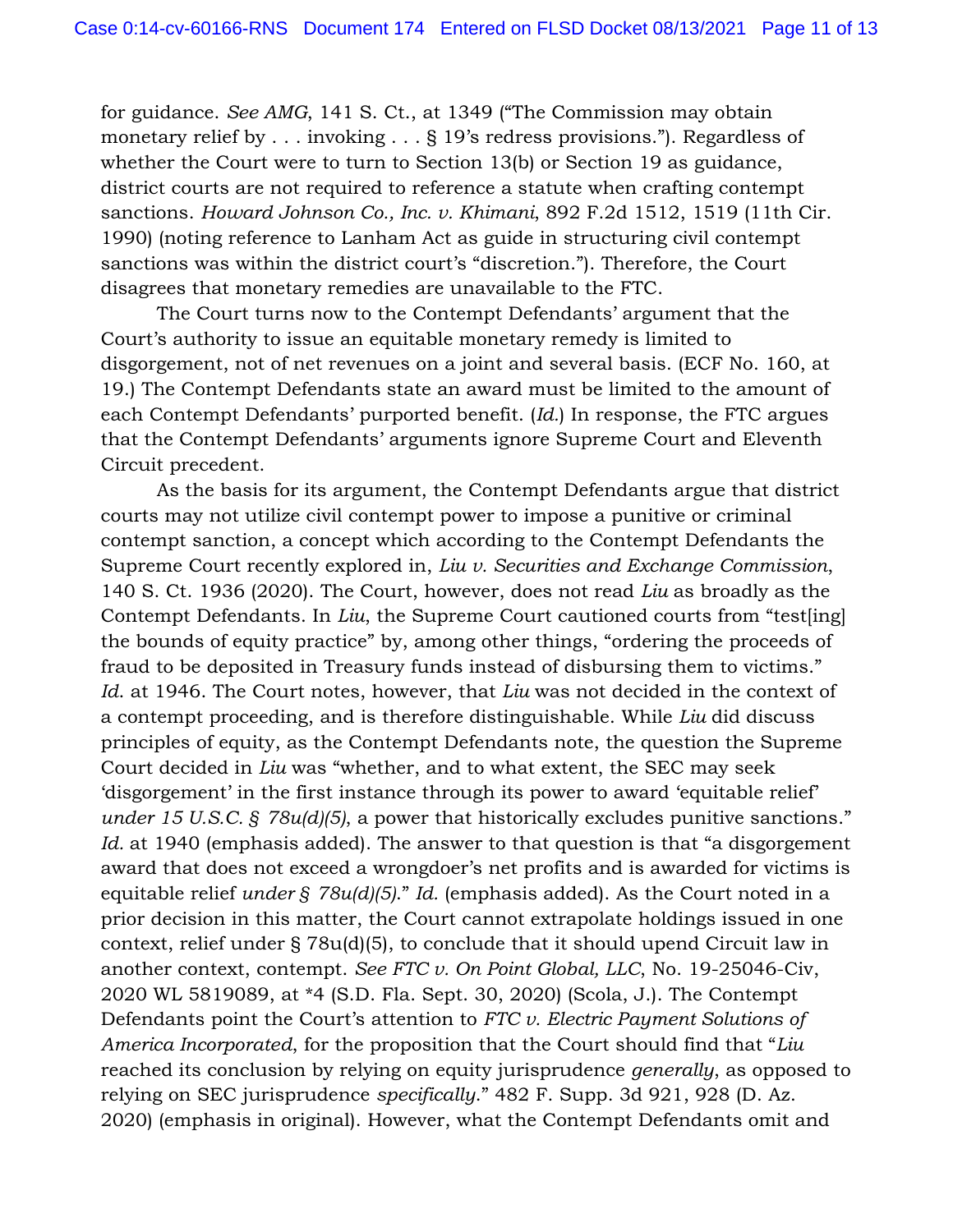for guidance. *See AMG*, 141 S. Ct., at 1349 ("The Commission may obtain monetary relief by . . . invoking . . . § 19's redress provisions."). Regardless of whether the Court were to turn to Section 13(b) or Section 19 as guidance, district courts are not required to reference a statute when crafting contempt sanctions. *Howard Johnson Co., Inc. v. Khimani*, 892 F.2d 1512, 1519 (11th Cir. 1990) (noting reference to Lanham Act as guide in structuring civil contempt sanctions was within the district court's "discretion."). Therefore, the Court disagrees that monetary remedies are unavailable to the FTC.

The Court turns now to the Contempt Defendants' argument that the Court's authority to issue an equitable monetary remedy is limited to disgorgement, not of net revenues on a joint and several basis. (ECF No. 160, at 19.) The Contempt Defendants state an award must be limited to the amount of each Contempt Defendants' purported benefit. (*Id.*) In response, the FTC argues that the Contempt Defendants' arguments ignore Supreme Court and Eleventh Circuit precedent.

As the basis for its argument, the Contempt Defendants argue that district courts may not utilize civil contempt power to impose a punitive or criminal contempt sanction, a concept which according to the Contempt Defendants the Supreme Court recently explored in, *Liu v. Securities and Exchange Commission*, 140 S. Ct. 1936 (2020). The Court, however, does not read *Liu* as broadly as the Contempt Defendants. In *Liu*, the Supreme Court cautioned courts from "test[ing] the bounds of equity practice" by, among other things, "ordering the proceeds of fraud to be deposited in Treasury funds instead of disbursing them to victims." *Id.* at 1946. The Court notes, however, that *Liu* was not decided in the context of a contempt proceeding, and is therefore distinguishable. While *Liu* did discuss principles of equity, as the Contempt Defendants note, the question the Supreme Court decided in *Liu* was "whether, and to what extent, the SEC may seek 'disgorgement' in the first instance through its power to award 'equitable relief' *under 15 U.S.C. § 78u(d)(5)*, a power that historically excludes punitive sanctions." *Id.* at 1940 (emphasis added). The answer to that question is that "a disgorgement award that does not exceed a wrongdoer's net profits and is awarded for victims is equitable relief *under § 78u(d)(5)*." *Id.* (emphasis added). As the Court noted in a prior decision in this matter, the Court cannot extrapolate holdings issued in one context, relief under § 78u(d)(5), to conclude that it should upend Circuit law in another context, contempt. *See FTC v. On Point Global, LLC*, No. 19-25046-Civ, 2020 WL 5819089, at *4 (S.D. Fla. Sept. 30, 2020) (Scola, J.). The Contempt Defendants point the Court's attention to *FTC v. Electric Payment Solutions of America Incorporated*, for the proposition that the Court should find that "*Liu* reached its conclusion by relying on equity jurisprudence *generally*, as opposed to relying on SEC jurisprudence *specifically*." 482 F. Supp. 3d 921, 928 (D. Az. 2020) (emphasis in original). However, what the Contempt Defendants omit and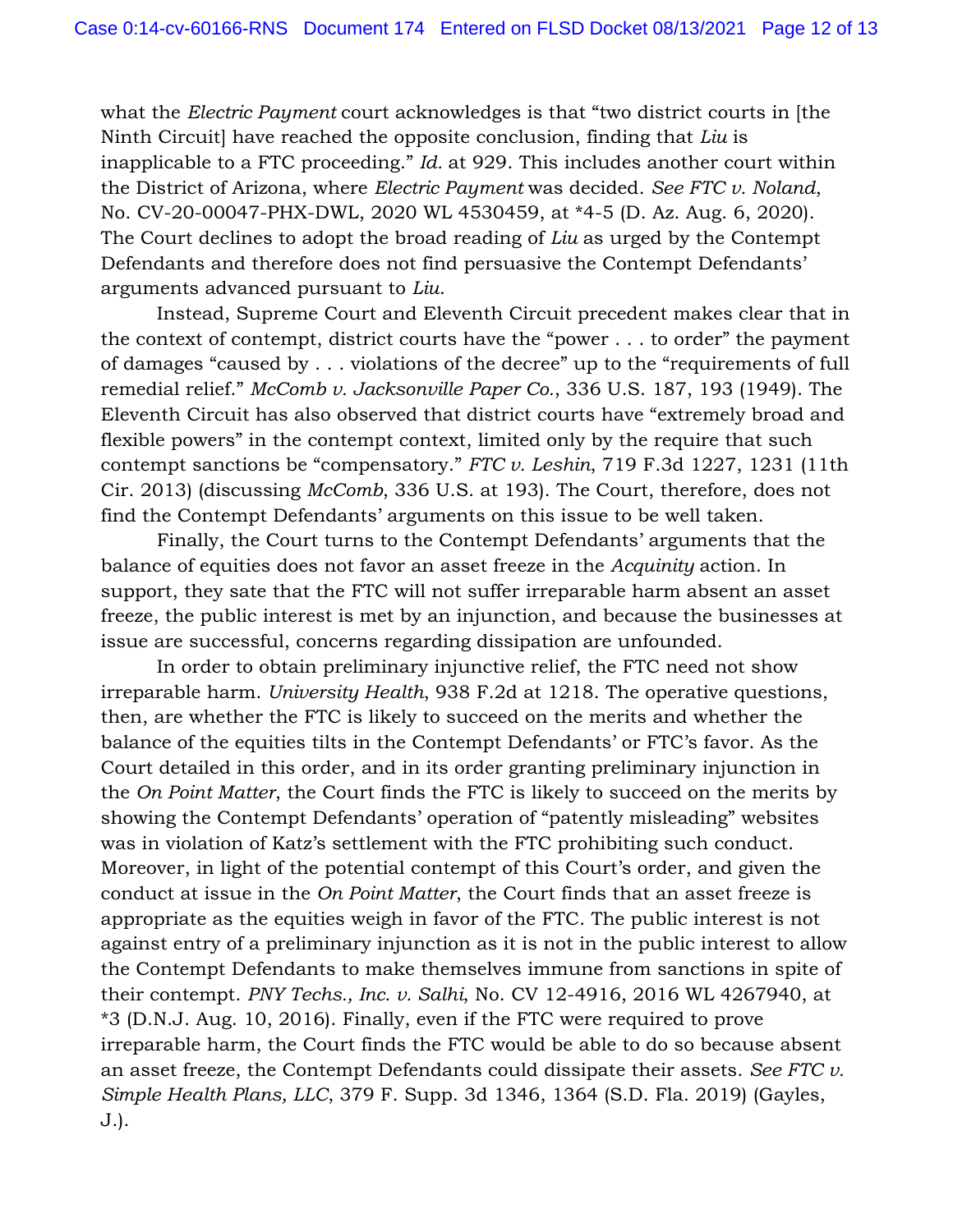what the *Electric Payment* court acknowledges is that "two district courts in [the Ninth Circuit] have reached the opposite conclusion, finding that *Liu* is inapplicable to a FTC proceeding." *Id.* at 929. This includes another court within the District of Arizona, where *Electric Payment* was decided. *See FTC v. Noland*, No. CV-20-00047-PHX-DWL, 2020 WL 4530459, at *4-5 (D. Az. Aug. 6, 2020). The Court declines to adopt the broad reading of *Liu* as urged by the Contempt Defendants and therefore does not find persuasive the Contempt Defendants' arguments advanced pursuant to *Liu*.

Instead, Supreme Court and Eleventh Circuit precedent makes clear that in the context of contempt, district courts have the "power . . . to order" the payment of damages "caused by . . . violations of the decree" up to the "requirements of full remedial relief." *McComb v. Jacksonville Paper Co.*, 336 U.S. 187, 193 (1949). The Eleventh Circuit has also observed that district courts have "extremely broad and flexible powers" in the contempt context, limited only by the require that such contempt sanctions be "compensatory." *FTC v. Leshin*, 719 F.3d 1227, 1231 (11th Cir. 2013) (discussing *McComb*, 336 U.S. at 193). The Court, therefore, does not find the Contempt Defendants' arguments on this issue to be well taken.

Finally, the Court turns to the Contempt Defendants' arguments that the balance of equities does not favor an asset freeze in the *Acquinity* action. In support, they sate that the FTC will not suffer irreparable harm absent an asset freeze, the public interest is met by an injunction, and because the businesses at issue are successful, concerns regarding dissipation are unfounded.

In order to obtain preliminary injunctive relief, the FTC need not show irreparable harm. *University Health*, 938 F.2d at 1218. The operative questions, then, are whether the FTC is likely to succeed on the merits and whether the balance of the equities tilts in the Contempt Defendants' or FTC's favor. As the Court detailed in this order, and in its order granting preliminary injunction in the *On Point Matter*, the Court finds the FTC is likely to succeed on the merits by showing the Contempt Defendants' operation of "patently misleading" websites was in violation of Katz's settlement with the FTC prohibiting such conduct. Moreover, in light of the potential contempt of this Court's order, and given the conduct at issue in the *On Point Matter*, the Court finds that an asset freeze is appropriate as the equities weigh in favor of the FTC. The public interest is not against entry of a preliminary injunction as it is not in the public interest to allow the Contempt Defendants to make themselves immune from sanctions in spite of their contempt. *PNY Techs., Inc. v. Salhi*, No. CV 12-4916, 2016 WL 4267940, at *3 (D.N.J. Aug. 10, 2016). Finally, even if the FTC were required to prove irreparable harm, the Court finds the FTC would be able to do so because absent an asset freeze, the Contempt Defendants could dissipate their assets. *See FTC v. Simple Health Plans, LLC*, 379 F. Supp. 3d 1346, 1364 (S.D. Fla. 2019) (Gayles, J.).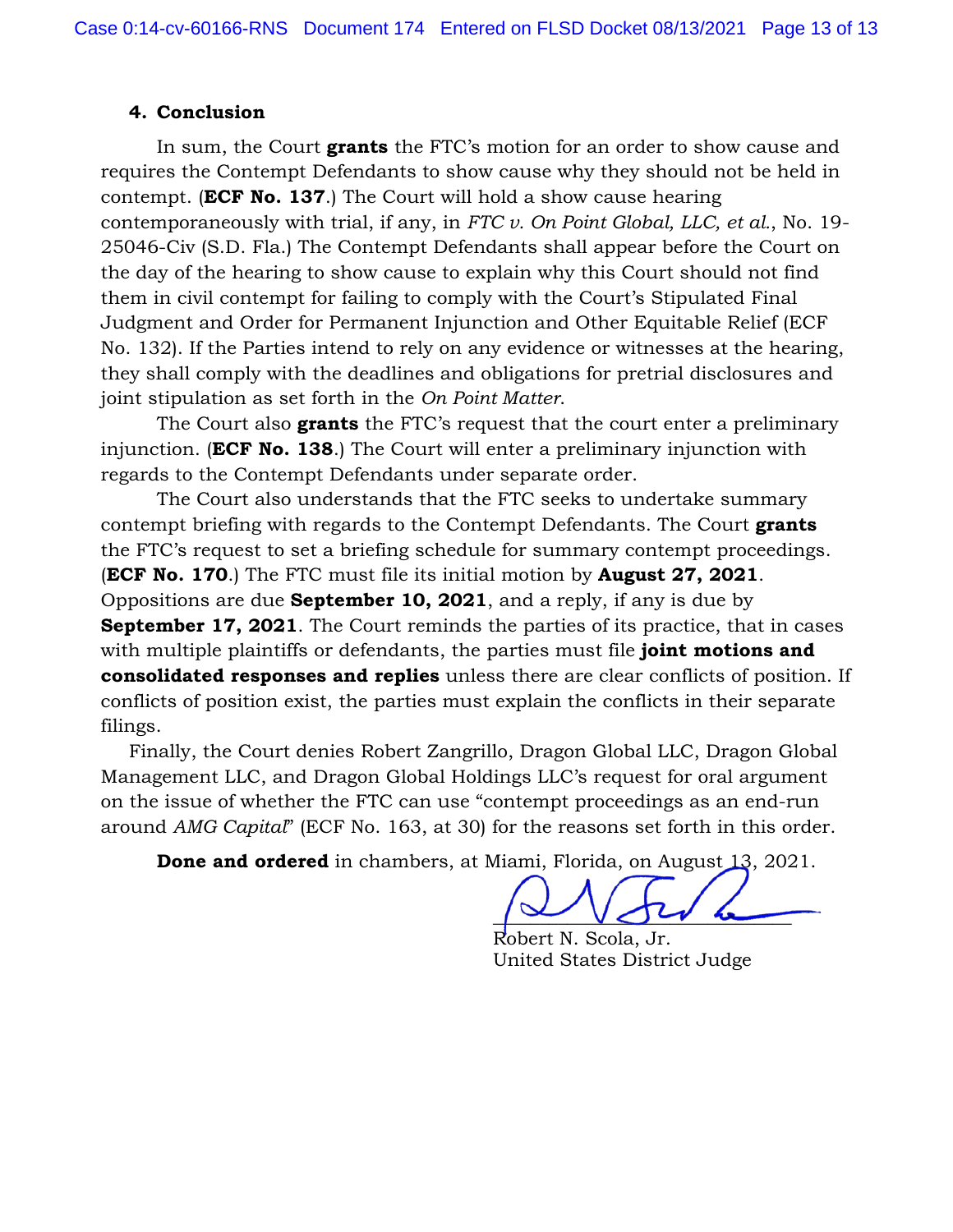### 4. Conclusion

In sum, the Court **grants** the FTC's motion for an order to show cause and requires the Contempt Defendants to show cause why they should not be held in contempt. (**ECF No. 137**.) The Court will hold a show cause hearing contemporaneously with trial, if any, in *FTC v. On Point Global, LLC, et al.*, No. 19-25046-Civ (S.D. Fla.) The Contempt Defendants shall appear before the Court on the day of the hearing to show cause to explain why this Court should not find them in civil contempt for failing to comply with the Court's Stipulated Final Judgment and Order for Permanent Injunction and Other Equitable Relief (ECF No. 132). If the Parties intend to rely on any evidence or witnesses at the hearing, they shall comply with the deadlines and obligations for pretrial disclosures and joint stipulation as set forth in the *On Point Matter*.

The Court also **grants** the FTC's request that the court enter a preliminary injunction. (**ECF No. 138**.) The Court will enter a preliminary injunction with regards to the Contempt Defendants under separate order.

The Court also understands that the FTC seeks to undertake summary contempt briefing with regards to the Contempt Defendants. The Court **grants** the FTC's request to set a briefing schedule for summary contempt proceedings. (**ECF No. 170**.) The FTC must file its initial motion by **August 27, 2021**. Oppositions are due **September 10, 2021**, and a reply, if any is due by **September 17, 2021**. The Court reminds the parties of its practice, that in cases with multiple plaintiffs or defendants, the parties must file **joint motions and consolidated responses and replies** unless there are clear conflicts of position. If conflicts of position exist, the parties must explain the conflicts in their separate filings.

Finally, the Court denies Robert Zangrillo, Dragon Global LLC, Dragon Global Management LLC, and Dragon Global Holdings LLC's request for oral argument on the issue of whether the FTC can use "contempt proceedings as an end-run around *AMG Capital*" (ECF No. 163, at 30) for the reasons set forth in this order.

**Done and ordered** in chambers, at Miami, Florida, on August 13, 2021.

Robert N. Scola, Jr.
United States District Judge